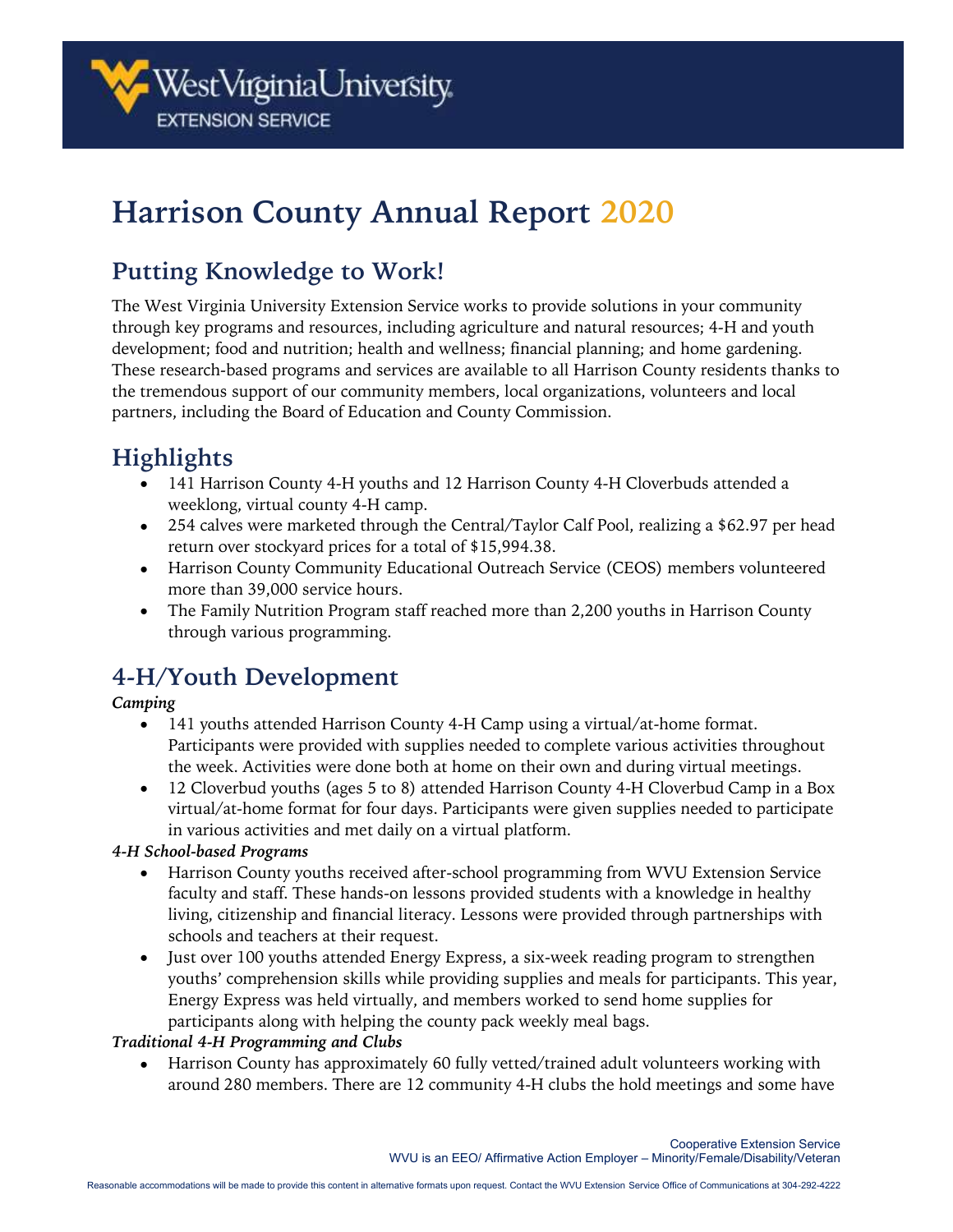# Harrison County Annual Report 2020

## Putting Knowledge to Work!

The West Virginia University Extension Service works to provide solutions in your community through key programs and resources, including agriculture and natural resources; 4-H and youth development; food and nutrition; health and wellness; financial planning; and home gardening. These research-based programs and services are available to all Harrison County residents thanks to the tremendous support of our community members, local organizations, volunteers and local partners, including the Board of Education and County Commission.

## Highlights

- 141 Harrison County 4-H youths and 12 Harrison County 4-H Cloverbuds attended a weeklong, virtual county 4-H camp.
- 254 calves were marketed through the Central/Taylor Calf Pool, realizing a $62.97 per head return over stockyard prices for a total of $15,994.38.
- Harrison County Community Educational Outreach Service (CEOS) members volunteered more than 39,000 service hours.
- The Family Nutrition Program staff reached more than 2,200 youths in Harrison County through various programming.

## 4-H/Youth Development

***Camping***

- 141 youths attended Harrison County 4-H Camp using a virtual/at-home format. Participants were provided with supplies needed to complete various activities throughout the week. Activities were done both at home on their own and during virtual meetings.
- 12 Cloverbud youths (ages 5 to 8) attended Harrison County 4-H Cloverbud Camp in a Box virtual/at-home format for four days. Participants were given supplies needed to participate in various activities and met daily on a virtual platform.

***4-H School-based Programs***

- Harrison County youths received after-school programming from WVU Extension Service faculty and staff. These hands-on lessons provided students with a knowledge in healthy living, citizenship and financial literacy. Lessons were provided through partnerships with schools and teachers at their request.
- Just over 100 youths attended Energy Express, a six-week reading program to strengthen youths' comprehension skills while providing supplies and meals for participants. This year, Energy Express was held virtually, and members worked to send home supplies for participants along with helping the county pack weekly meal bags.

***Traditional 4-H Programming and Clubs***

- Harrison County has approximately 60 fully vetted/trained adult volunteers working with around 280 members. There are 12 community 4-H clubs the hold meetings and some have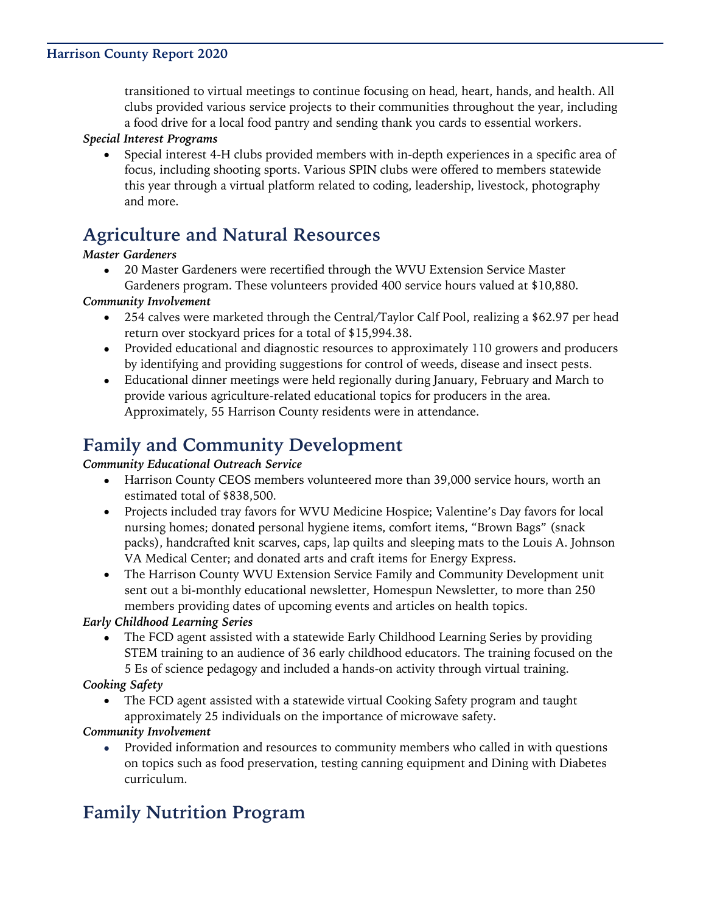transitioned to virtual meetings to continue focusing on head, heart, hands, and health. All clubs provided various service projects to their communities throughout the year, including a food drive for a local food pantry and sending thank you cards to essential workers.

***Special Interest Programs***

- Special interest 4-H clubs provided members with in-depth experiences in a specific area of focus, including shooting sports. Various SPIN clubs were offered to members statewide this year through a virtual platform related to coding, leadership, livestock, photography and more.

## Agriculture and Natural Resources

***Master Gardeners***

- 20 Master Gardeners were recertified through the WVU Extension Service Master Gardeners program. These volunteers provided 400 service hours valued at $10,880.

***Community Involvement***

- 254 calves were marketed through the Central/Taylor Calf Pool, realizing a $62.97 per head return over stockyard prices for a total of $15,994.38.
- Provided educational and diagnostic resources to approximately 110 growers and producers by identifying and providing suggestions for control of weeds, disease and insect pests.
- Educational dinner meetings were held regionally during January, February and March to provide various agriculture-related educational topics for producers in the area. Approximately, 55 Harrison County residents were in attendance.

## Family and Community Development

***Community Educational Outreach Service***

- Harrison County CEOS members volunteered more than 39,000 service hours, worth an estimated total of $838,500.
- Projects included tray favors for WVU Medicine Hospice; Valentine's Day favors for local nursing homes; donated personal hygiene items, comfort items, "Brown Bags" (snack packs), handcrafted knit scarves, caps, lap quilts and sleeping mats to the Louis A. Johnson VA Medical Center; and donated arts and craft items for Energy Express.
- The Harrison County WVU Extension Service Family and Community Development unit sent out a bi-monthly educational newsletter, Homespun Newsletter, to more than 250 members providing dates of upcoming events and articles on health topics.

***Early Childhood Learning Series***

- The FCD agent assisted with a statewide Early Childhood Learning Series by providing STEM training to an audience of 36 early childhood educators. The training focused on the 5 Es of science pedagogy and included a hands-on activity through virtual training.

***Cooking Safety***

- The FCD agent assisted with a statewide virtual Cooking Safety program and taught approximately 25 individuals on the importance of microwave safety.

***Community Involvement***

- Provided information and resources to community members who called in with questions on topics such as food preservation, testing canning equipment and Dining with Diabetes curriculum.

## Family Nutrition Program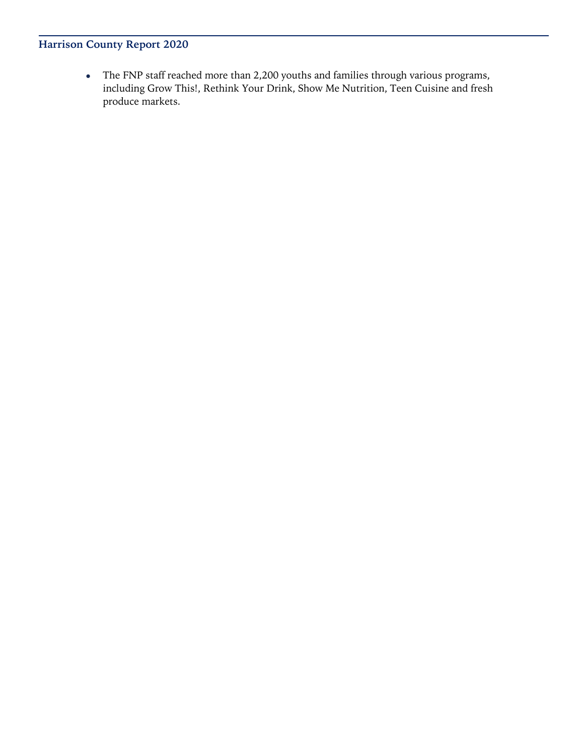- The FNP staff reached more than 2,200 youths and families through various programs, including Grow This!, Rethink Your Drink, Show Me Nutrition, Teen Cuisine and fresh produce markets.